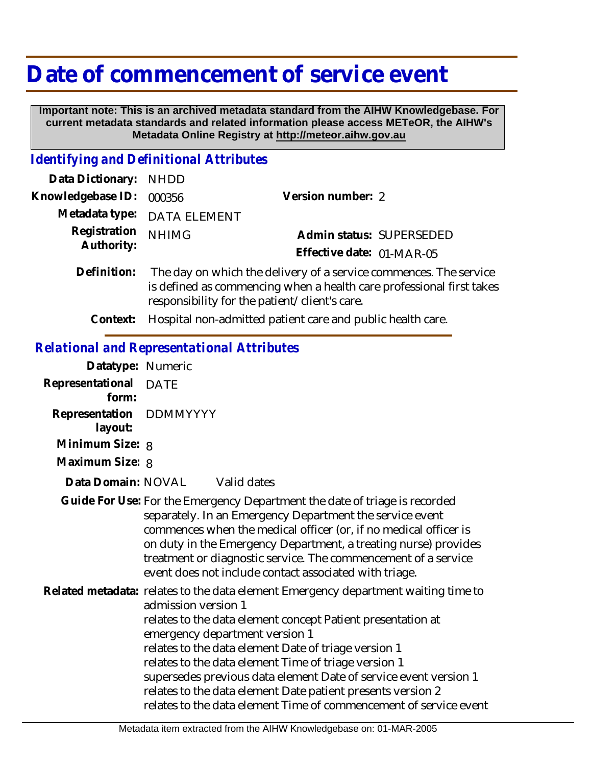# Date of commencement of service event

**Important note: This is an archived metadata standard from the AIHW Knowledgebase. For current metadata standards and related information please access METeOR, the AIHW's Metadata Online Registry at http://meteor.aihw.gov.au**

## *Identifying and Definitional Attributes*

**Data Dictionary:** NHDD

**Knowledgebase ID:** 000356

**Version number:** 2

**Metadata type:** DATA ELEMENT

**Registration Authority:** NHIMG

**Admin status:** SUPERSEDED

**Effective date:** 01-MAR-05

**Definition:** The day on which the delivery of a service commences. The service is defined as commencing when a health care professional first takes responsibility for the patient/client's care.

**Context:** Hospital non-admitted patient care and public health care.

## *Relational and Representational Attributes*

**Datatype:** Numeric

**Representational form:** DATE

**Representation layout:** DDMMYYYY

**Minimum Size:** 8

**Maximum Size:** 8

**Data Domain:** NOVAL Valid dates

**Guide For Use:** For the Emergency Department the date of triage is recorded separately. In an Emergency Department the service event commences when the medical officer (or, if no medical officer is on duty in the Emergency Department, a treating nurse) provides treatment or diagnostic service. The commencement of a service event does not include contact associated with triage.

**Related metadata:** relates to the data element Emergency department waiting time to admission version 1
relates to the data element concept Patient presentation at emergency department version 1
relates to the data element Date of triage version 1
relates to the data element Time of triage version 1
supersedes previous data element Date of service event version 1
relates to the data element Date patient presents version 2
relates to the data element Time of commencement of service event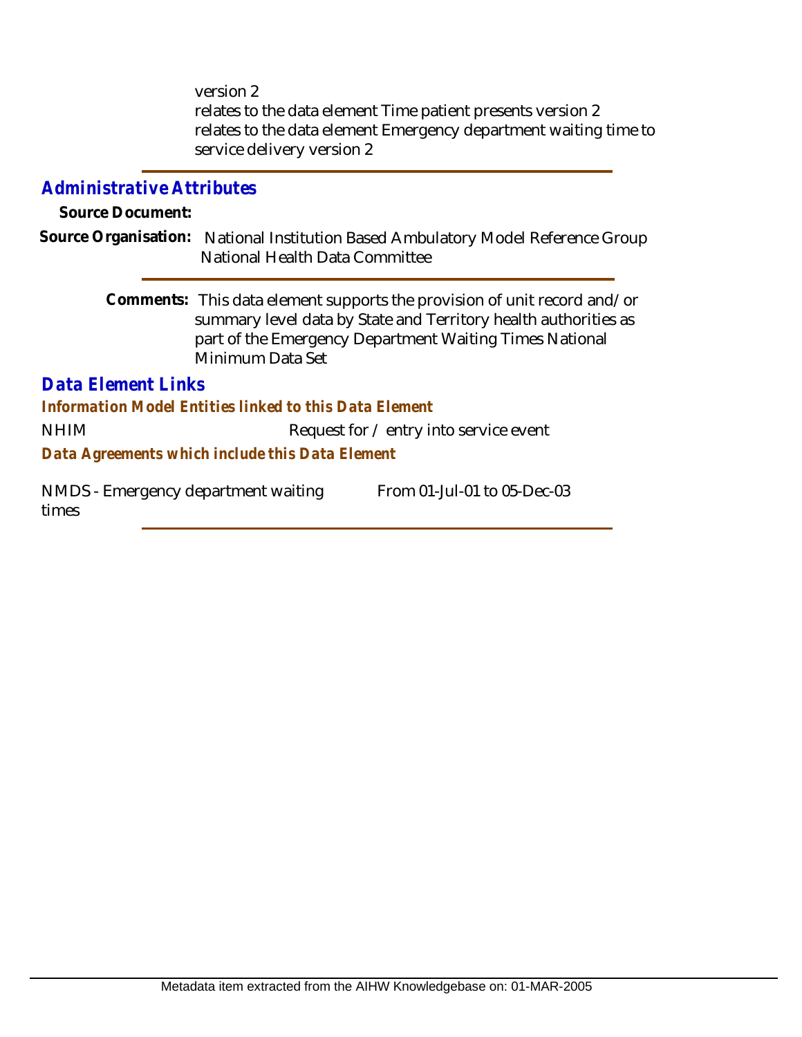version 2
relates to the data element Time patient presents version 2
relates to the data element Emergency department waiting time to service delivery version 2

## Administrative Attributes

**Source Document:**

**Source Organisation:** National Institution Based Ambulatory Model Reference Group
National Health Data Committee

**Comments:** This data element supports the provision of unit record and/or summary level data by State and Territory health authorities as part of the Emergency Department Waiting Times National Minimum Data Set

## Data Element Links

### Information Model Entities linked to this Data Element

| | |
|---|---|
| NHIM | Request for / entry into service event |

### Data Agreements which include this Data Element

| | |
|---|---|
| NMDS - Emergency department waiting times | From 01-Jul-01 to 05-Dec-03 |